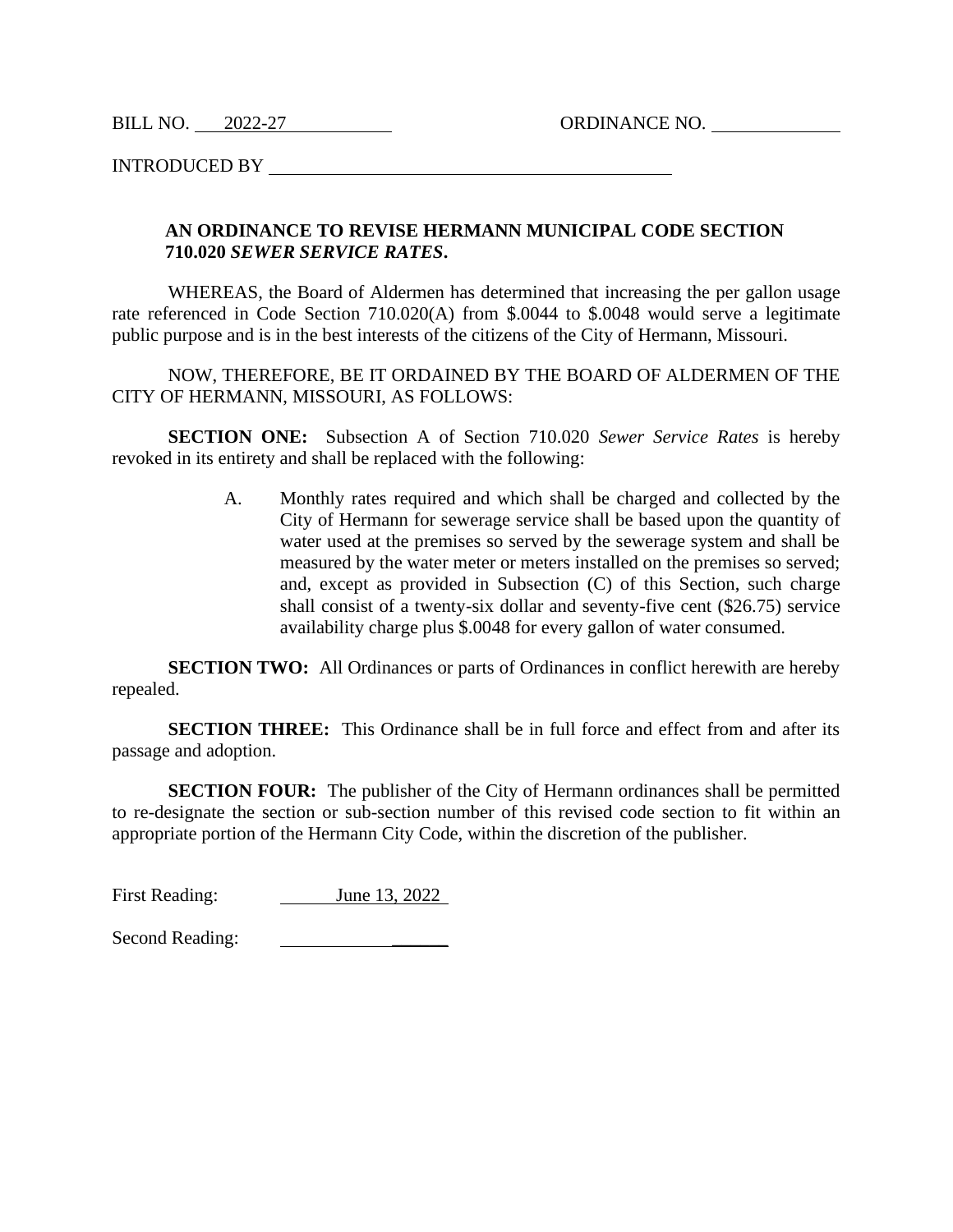BILL NO. 2022-27 ORDINANCE NO. ____________

INTRODUCED BY ________________________________________

**AN ORDINANCE TO REVISE HERMANN MUNICIPAL CODE SECTION 710.020 *SEWER SERVICE RATES*.**

WHEREAS, the Board of Aldermen has determined that increasing the per gallon usage rate referenced in Code Section 710.020(A) from $.0044 to $.0048 would serve a legitimate public purpose and is in the best interests of the citizens of the City of Hermann, Missouri.

NOW, THEREFORE, BE IT ORDAINED BY THE BOARD OF ALDERMEN OF THE CITY OF HERMANN, MISSOURI, AS FOLLOWS:

**SECTION ONE:** Subsection A of Section 710.020 *Sewer Service Rates* is hereby revoked in its entirety and shall be replaced with the following:

> A. Monthly rates required and which shall be charged and collected by the City of Hermann for sewerage service shall be based upon the quantity of water used at the premises so served by the sewerage system and shall be measured by the water meter or meters installed on the premises so served; and, except as provided in Subsection (C) of this Section, such charge shall consist of a twenty-six dollar and seventy-five cent ($26.75) service availability charge plus $.0048 for every gallon of water consumed.

**SECTION TWO:** All Ordinances or parts of Ordinances in conflict herewith are hereby repealed.

**SECTION THREE:** This Ordinance shall be in full force and effect from and after its passage and adoption.

**SECTION FOUR:** The publisher of the City of Hermann ordinances shall be permitted to re-designate the section or sub-section number of this revised code section to fit within an appropriate portion of the Hermann City Code, within the discretion of the publisher.

First Reading: June 13, 2022

Second Reading: ____________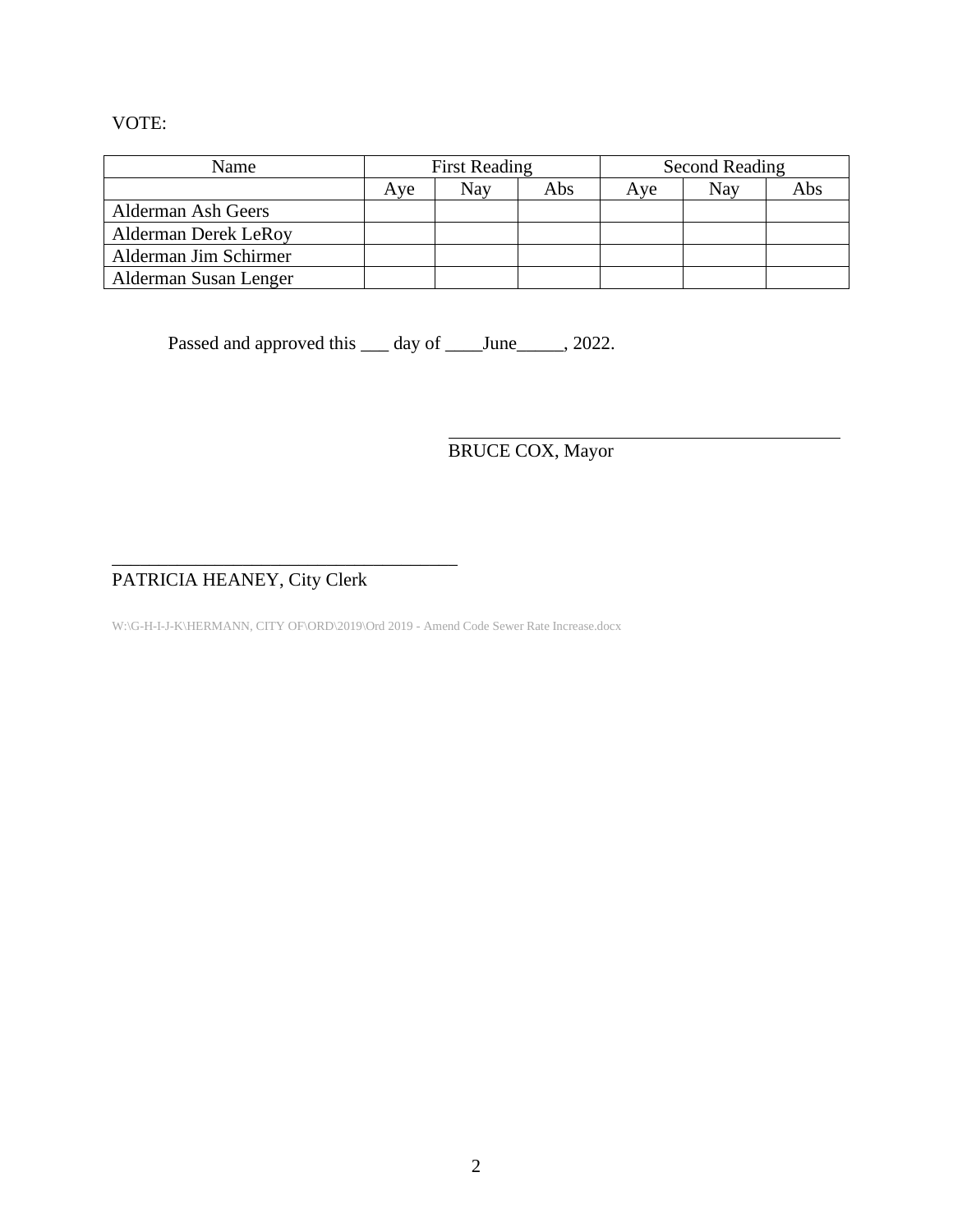VOTE:

| Name | First Reading | | | Second Reading | | |
|---|---|---|---|---|---|---|
| | Aye | Nay | Abs | Aye | Nay | Abs |
| Alderman Ash Geers | | | | | | |
| Alderman Derek LeRoy | | | | | | |
| Alderman Jim Schirmer | | | | | | |
| Alderman Susan Lenger | | | | | | |

Passed and approved this ___ day of ____June_____, 2022.

_______________________________________________
BRUCE COX, Mayor

_______________________________________
PATRICIA HEANEY, City Clerk

W:\G-H-I-J-K\HERMANN, CITY OF\ORD\2019\Ord 2019 - Amend Code Sewer Rate Increase.docx